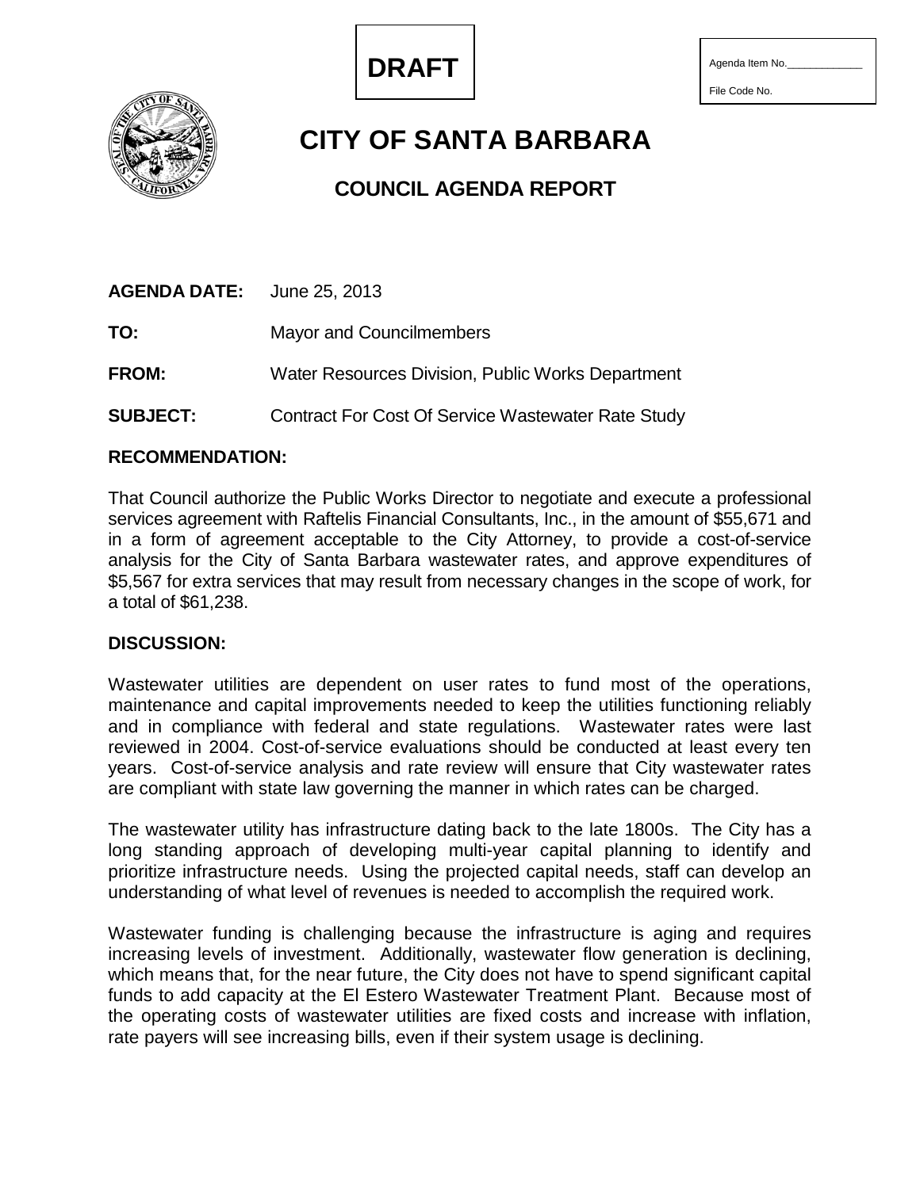DRAFT

Agenda Item No.\_\_\_\_\_\_\_\_\_\_\_\_\_

File Code No.

# CITY OF SANTA BARBARA

## COUNCIL AGENDA REPORT

**AGENDA DATE:** June 25, 2013

**TO:** Mayor and Councilmembers

**FROM:** Water Resources Division, Public Works Department

**SUBJECT:** Contract For Cost Of Service Wastewater Rate Study

**RECOMMENDATION:**

That Council authorize the Public Works Director to negotiate and execute a professional services agreement with Raftelis Financial Consultants, Inc., in the amount of $55,671 and in a form of agreement acceptable to the City Attorney, to provide a cost-of-service analysis for the City of Santa Barbara wastewater rates, and approve expenditures of $5,567 for extra services that may result from necessary changes in the scope of work, for a total of $61,238.

**DISCUSSION:**

Wastewater utilities are dependent on user rates to fund most of the operations, maintenance and capital improvements needed to keep the utilities functioning reliably and in compliance with federal and state regulations. Wastewater rates were last reviewed in 2004. Cost-of-service evaluations should be conducted at least every ten years. Cost-of-service analysis and rate review will ensure that City wastewater rates are compliant with state law governing the manner in which rates can be charged.

The wastewater utility has infrastructure dating back to the late 1800s. The City has a long standing approach of developing multi-year capital planning to identify and prioritize infrastructure needs. Using the projected capital needs, staff can develop an understanding of what level of revenues is needed to accomplish the required work.

Wastewater funding is challenging because the infrastructure is aging and requires increasing levels of investment. Additionally, wastewater flow generation is declining, which means that, for the near future, the City does not have to spend significant capital funds to add capacity at the El Estero Wastewater Treatment Plant. Because most of the operating costs of wastewater utilities are fixed costs and increase with inflation, rate payers will see increasing bills, even if their system usage is declining.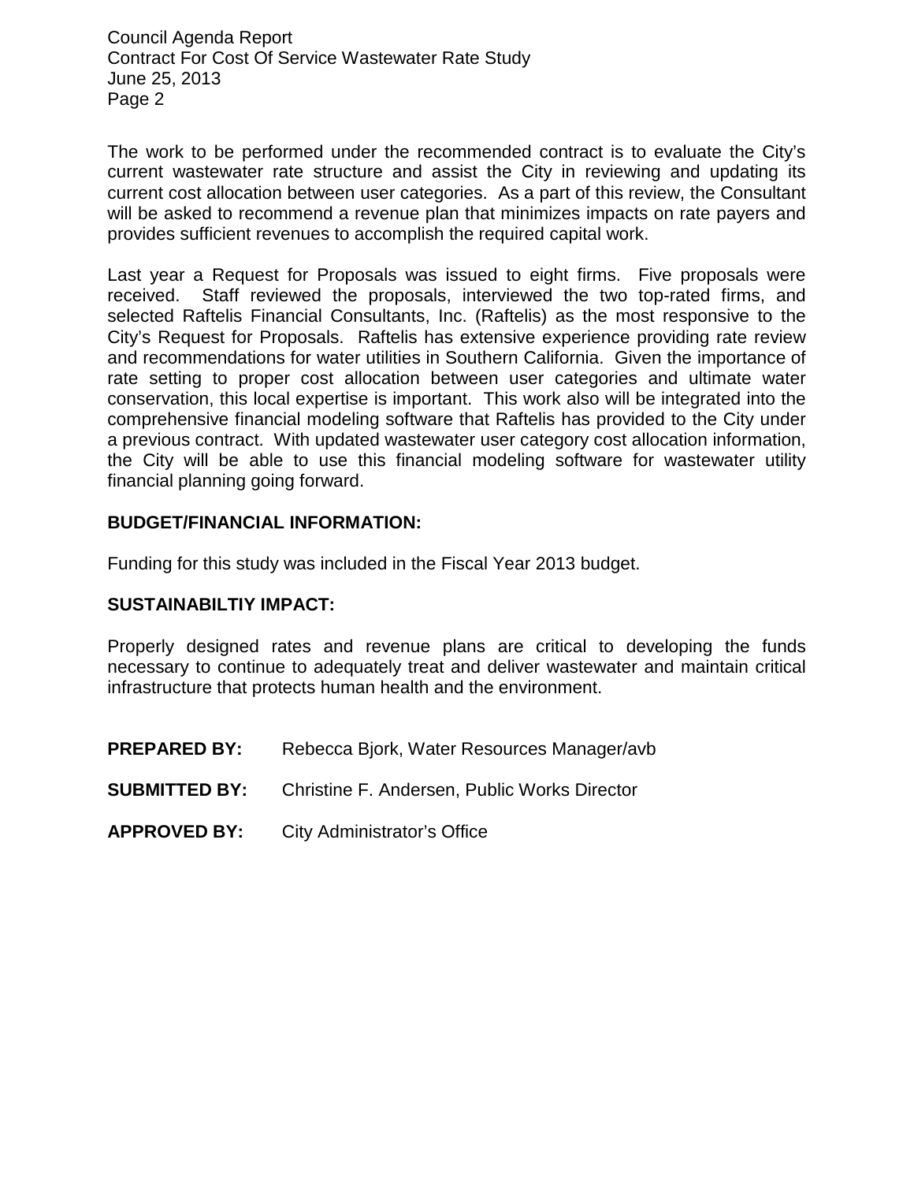The work to be performed under the recommended contract is to evaluate the City's current wastewater rate structure and assist the City in reviewing and updating its current cost allocation between user categories. As a part of this review, the Consultant will be asked to recommend a revenue plan that minimizes impacts on rate payers and provides sufficient revenues to accomplish the required capital work.

Last year a Request for Proposals was issued to eight firms. Five proposals were received. Staff reviewed the proposals, interviewed the two top-rated firms, and selected Raftelis Financial Consultants, Inc. (Raftelis) as the most responsive to the City's Request for Proposals. Raftelis has extensive experience providing rate review and recommendations for water utilities in Southern California. Given the importance of rate setting to proper cost allocation between user categories and ultimate water conservation, this local expertise is important. This work also will be integrated into the comprehensive financial modeling software that Raftelis has provided to the City under a previous contract. With updated wastewater user category cost allocation information, the City will be able to use this financial modeling software for wastewater utility financial planning going forward.

**BUDGET/FINANCIAL INFORMATION:**

Funding for this study was included in the Fiscal Year 2013 budget.

**SUSTAINABILTIY IMPACT:**

Properly designed rates and revenue plans are critical to developing the funds necessary to continue to adequately treat and deliver wastewater and maintain critical infrastructure that protects human health and the environment.

**PREPARED BY:** Rebecca Bjork, Water Resources Manager/avb

**SUBMITTED BY:** Christine F. Andersen, Public Works Director

**APPROVED BY:** City Administrator's Office